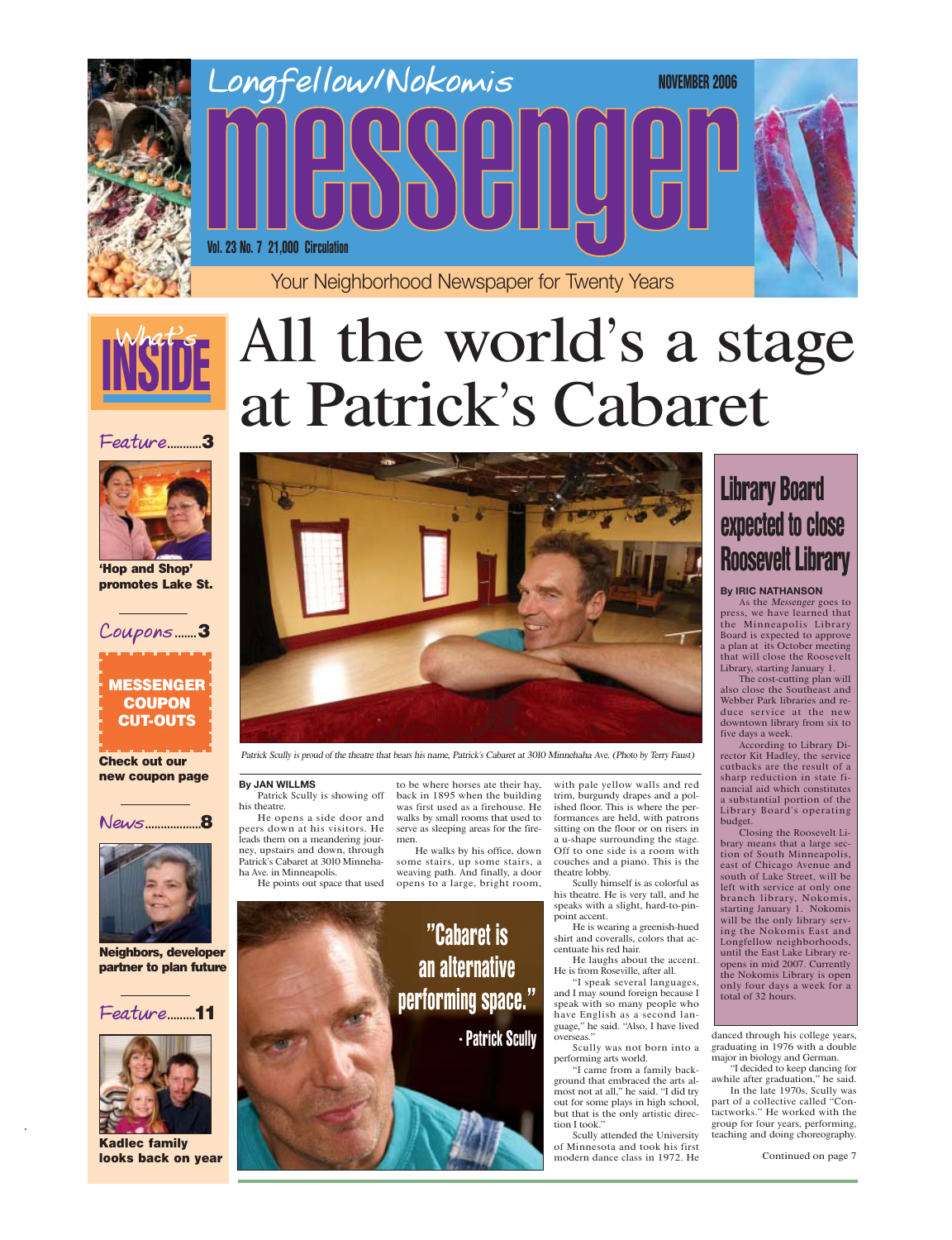# Longfellow/Nokomis Messenger

NOVEMBER 2006

Vol. 23 No. 7 21,000 Circulation

Your Neighborhood Newspaper for Twenty Years

## What's INSIDE

**Feature..........3**

**'Hop and Shop' promotes Lake St.**

**Coupons.......3**

**MESSENGER COUPON CUT-OUTS**

**Check out our new coupon page**

**News.................8**

**Neighbors, developer partner to plan future**

**Feature.........11**

**Kadlec family looks back on year**

# All the world's a stage at Patrick's Cabaret

*Patrick Scully is proud of the theatre that bears his name, Patrick's Cabaret at 3010 Minnehaha Ave. (Photo by Terry Faust)*

**By JAN WILLMS**

Patrick Scully is showing off his theatre.

He opens a side door and peers down at his visitors. He leads them on a meandering journey, upstairs and down, through Patrick's Cabaret at 3010 Minnehaha Ave. in Minneapolis.

He points out space that used to be where horses ate their hay, back in 1895 when the building was first used as a firehouse. He walks by small rooms that used to serve as sleeping areas for the firemen.

He walks by his office, down some stairs, up some stairs, a weaving path. And finally, a door opens to a large, bright room, with pale yellow walls and red trim, burgundy drapes and a polished floor. This is where the performances are held, with patrons sitting on the floor or on risers in a u-shape surrounding the stage. Off to one side is a room with couches and a piano. This is the theatre lobby.

Scully himself is as colorful as his theatre. He is very tall, and he speaks with a slight, hard-to-pinpoint accent.

He is wearing a greenish-hued shirt and coveralls, colors that accentuate his red hair.

He laughs about the accent. He is from Roseville, after all.

"I speak several languages, and I may sound foreign because I speak with so many people who have English as a second language," he said. "Also, I have lived overseas."

Scully was not born into a performing arts world.

"I came from a family background that embraced the arts almost not at all," he said. "I did try out for some plays in high school, but that is the only artistic direction I took."

Scully attended the University of Minnesota and took his first modern dance class in 1972. He danced through his college years, graduating in 1976 with a double major in biology and German.

"I decided to keep dancing for awhile after graduation," he said.

In the late 1970s, Scully was part of a collective called "Contactworks." He worked with the group for four years, performing, teaching and doing choreography.

> "Cabaret is an alternative performing space."
> - Patrick Scully

Continued on page 7

## Library Board expected to close Roosevelt Library

**By IRIC NATHANSON**

As the *Messenger* goes to press, we have learned that the Minneapolis Library Board is expected to approve a plan at its October meeting that will close the Roosevelt Library, starting January 1.

The cost-cutting plan will also close the Southeast and Webber Park libraries and reduce service at the new downtown library from six to five days a week.

According to Library Director Kit Hadley, the service cutbacks are the result of a sharp reduction in state financial aid which constitutes a substantial portion of the Library Board's operating budget.

Closing the Roosevelt Library means that a large section of South Minneapolis, east of Chicago Avenue and south of Lake Street, will be left with service at only one branch library, Nokomis, starting January 1. Nokomis will be the only library serving the Nokomis East and Longfellow neighborhoods, until the East Lake Library reopens in mid 2007. Currently the Nokomis Library is open only four days a week for a total of 32 hours.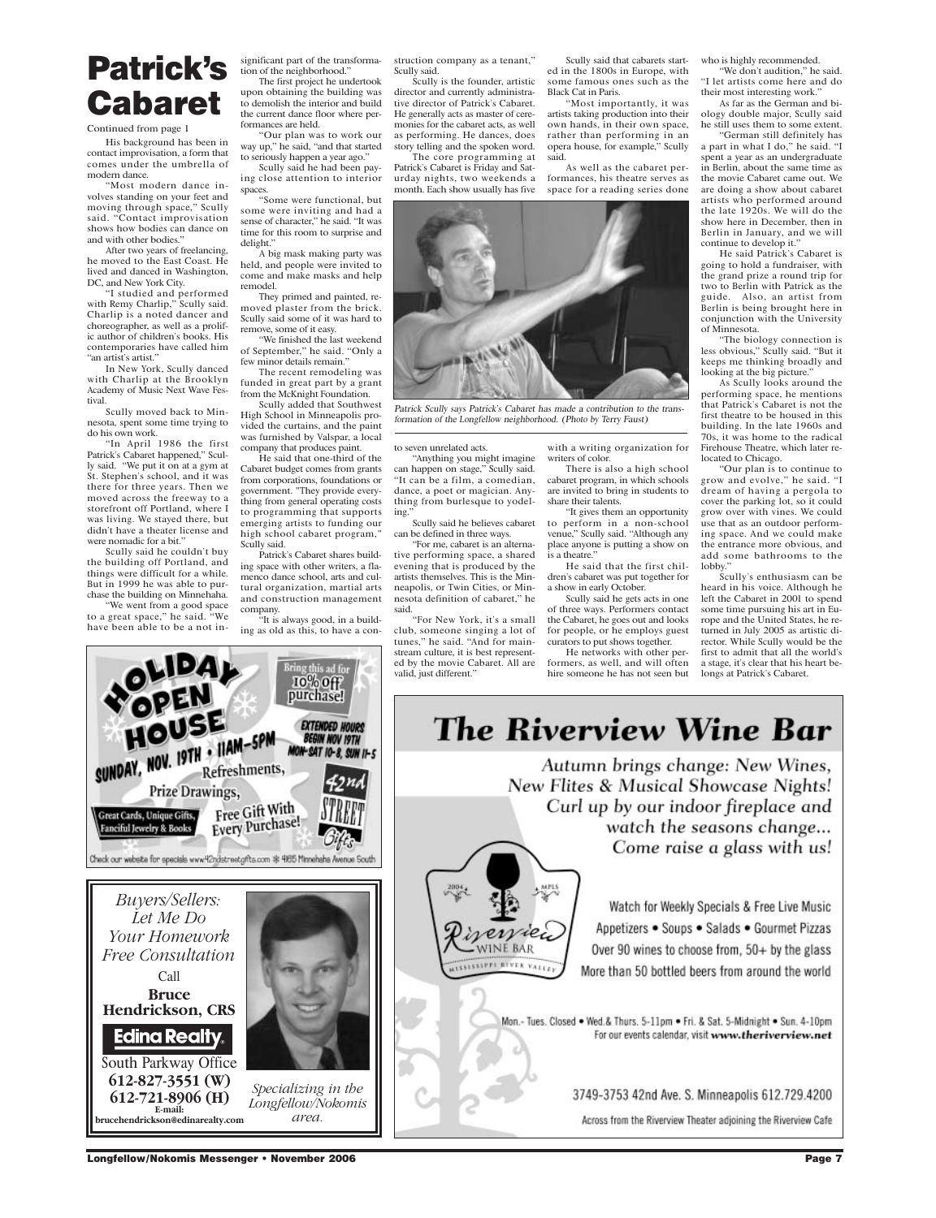# Patrick's Cabaret

Continued from page 1

His background has been in contact improvisation, a form that comes under the umbrella of modern dance.

"Most modern dance involves standing on your feet and moving through space," Scully said. "Contact improvisation shows how bodies can dance on and with other bodies."

After two years of freelancing, he moved to the East Coast. He lived and danced in Washington, DC, and New York City.

"I studied and performed with Remy Charlip," Scully said. Charlip is a noted dancer and choreographer, as well as a prolific author of children's books. His contemporaries have called him "an artist's artist."

In New York, Scully danced with Charlip at the Brooklyn Academy of Music Next Wave Festival.

Scully moved back to Minnesota, spent some time trying to do his own work.

"In April 1986 the first Patrick's Cabaret happened," Scully said. "We put it on at a gym at St. Stephen's school, and it was there for three years. Then we moved across the freeway to a storefront off Portland, where I was living. We stayed there, but didn't have a theater license and were nomadic for a bit."

Scully said he couldn't buy the building off Portland, and things were difficult for a while. But in 1999 he was able to purchase the building on Minnehaha.

"We went from a good space to a great space," he said. "We have been able to be a not insignificant part of the transformation of the neighborhood."

The first project he undertook upon obtaining the building was to demolish the interior and build the current dance floor where performances are held.

"Our plan was to work our way up," he said, "and that started to seriously happen a year ago."

Scully said he had been paying close attention to interior spaces.

"Some were functional, but some were inviting and had a sense of character," he said. "It was time for this room to surprise and delight."

A big mask making party was held, and people were invited to come and make masks and help remodel.

They primed and painted, removed plaster from the brick. Scully said some of it was hard to remove, some of it easy.

"We finished the last weekend of September," he said. "Only a few minor details remain."

The recent remodeling was funded in great part by a grant from the McKnight Foundation.

Scully added that Southwest High School in Minneapolis provided the curtains, and the paint was furnished by Valspar, a local company that produces paint.

He said that one-third of the Cabaret budget comes from grants from corporations, foundations or government. "They provide everything from general operating costs to programming that supports emerging artists to funding our high school cabaret program," Scully said.

Patrick's Cabaret shares building space with other writers, a flamenco dance school, arts and cultural organization, martial arts and construction management company.

"It is always good, in a building as old as this, to have a construction company as a tenant," Scully said.

Scully is the founder, artistic director and currently administrative director of Patrick's Cabaret. He generally acts as master of ceremonies for the cabaret acts, as well as performing. He dances, does story telling and the spoken word.

The core programming at Patrick's Cabaret is Friday and Saturday nights, two weekends a month. Each show usually has five to seven unrelated acts.

"Anything you might imagine can happen on stage," Scully said. "It can be a film, a comedian, dance, a poet or magician. Anything from burlesque to yodeling."

Scully said he believes cabaret can be defined in three ways.

"For me, cabaret is an alternative performing space, a shared evening that is produced by the artists themselves. This is the Minneapolis, or Twin Cities, or Minnesota definition of cabaret," he said.

"For New York, it's a small club, someone singing a lot of tunes," he said. "And for mainstream culture, it is best represented by the movie Cabaret. All are valid, just different."

Scully said that cabarets started in the 1800s in Europe, with some famous ones such as the Black Cat in Paris.

"Most importantly, it was artists taking production into their own hands, in their own space, rather than performing in an opera house, for example," Scully said.

As well as the cabaret performances, his theatre serves as space for a reading series done with a writing organization for writers of color.

*Patrick Scully says Patrick's Cabaret has made a contribution to the transformation of the Longfellow neighborhood. (Photo by Terry Faust)*

There is also a high school cabaret program, in which schools are invited to bring in students to share their talents.

"It gives them an opportunity to perform in a non-school venue," Scully said. "Although any place anyone is putting a show on is a theatre."

He said that the first children's cabaret was put together for a show in early October.

Scully said he gets acts in one of three ways. Performers contact the Cabaret, he goes out and looks for people, or he employs guest curators to put shows together.

He networks with other performers, as well, and will often hire someone he has not seen but who is highly recommended.

"We don't audition," he said. "I let artists come here and do their most interesting work."

As far as the German and biology double major, Scully said he still uses them to some extent.

"German still definitely has a part in what I do," he said. "I spent a year as an undergraduate in Berlin, about the same time as the movie Cabaret came out. We are doing a show about cabaret artists who performed around the late 1920s. We will do the show here in December, then in Berlin in January, and we will continue to develop it."

He said Patrick's Cabaret is going to hold a fundraiser, with the grand prize a round trip for two to Berlin with Patrick as the guide. Also, an artist from Berlin is being brought here in conjunction with the University of Minnesota.

"The biology connection is less obvious," Scully said. "But it keeps me thinking broadly and looking at the big picture."

As Scully looks around the performing space, he mentions that Patrick's Cabaret is not the first theatre to be housed in this building. In the late 1960s and 70s, it was home to the radical Firehouse Theatre, which later relocated to Chicago.

"Our plan is to continue to grow and evolve," he said. "I dream of having a pergola to cover the parking lot, so it could grow over with vines. We could use that as an outdoor performing space. And we could make the entrance more obvious, and add some bathrooms to the lobby."

Scully's enthusiasm can be heard in his voice. Although he left the Cabaret in 2001 to spend some time pursuing his art in Europe and the United States, he returned in July 2005 as artistic director. While Scully would be the first to admit that all the world's a stage, it's clear that his heart belongs at Patrick's Cabaret.

---

**HOLIDAY OPEN HOUSE**

SUNDAY, NOV. 19TH • 11AM-5PM

Refreshments, Prize Drawings, Free Gift With Every Purchase!

Bring this ad for 10% off purchase!

EXTENDED HOURS BEGIN NOV 19TH MON-SAT 10-8, SUN 11-5

Great Cards, Unique Gifts, Fanciful Jewelry & Books

42nd Street Gifts

Check our website for specials www.42ndstreetgifts.com ✻ 4165 Minnehaha Avenue South

---

*Buyers/Sellers: Let Me Do Your Homework Free Consultation*

Call

**Bruce Hendrickson, CRS**

Edina Realty.

South Parkway Office

**612-827-3551 (W)**

**612-721-8906 (H)**

**E-mail: brucehendrickson@edinarealty.com**

*Specializing in the Longfellow/Nokomis area.*

---

# The Riverview Wine Bar

*Autumn brings change: New Wines, New Flites & Musical Showcase Nights! Curl up by our indoor fireplace and watch the seasons change... Come raise a glass with us!*

2004 Riverview WINE BAR MPLS — MISSISSIPPI RIVER VALLEY

Watch for Weekly Specials & Free Live Music

Appetizers • Soups • Salads • Gourmet Pizzas

Over 90 wines to choose from, 50+ by the glass

More than 50 bottled beers from around the world

Mon.- Tues. Closed • Wed.& Thurs. 5-11pm • Fri. & Sat. 5-Midnight • Sun. 4-10pm

For our events calendar, visit **www.theriverview.net**

3749-3753 42nd Ave. S. Minneapolis 612.729.4200

Across from the Riverview Theater adjoining the Riverview Cafe